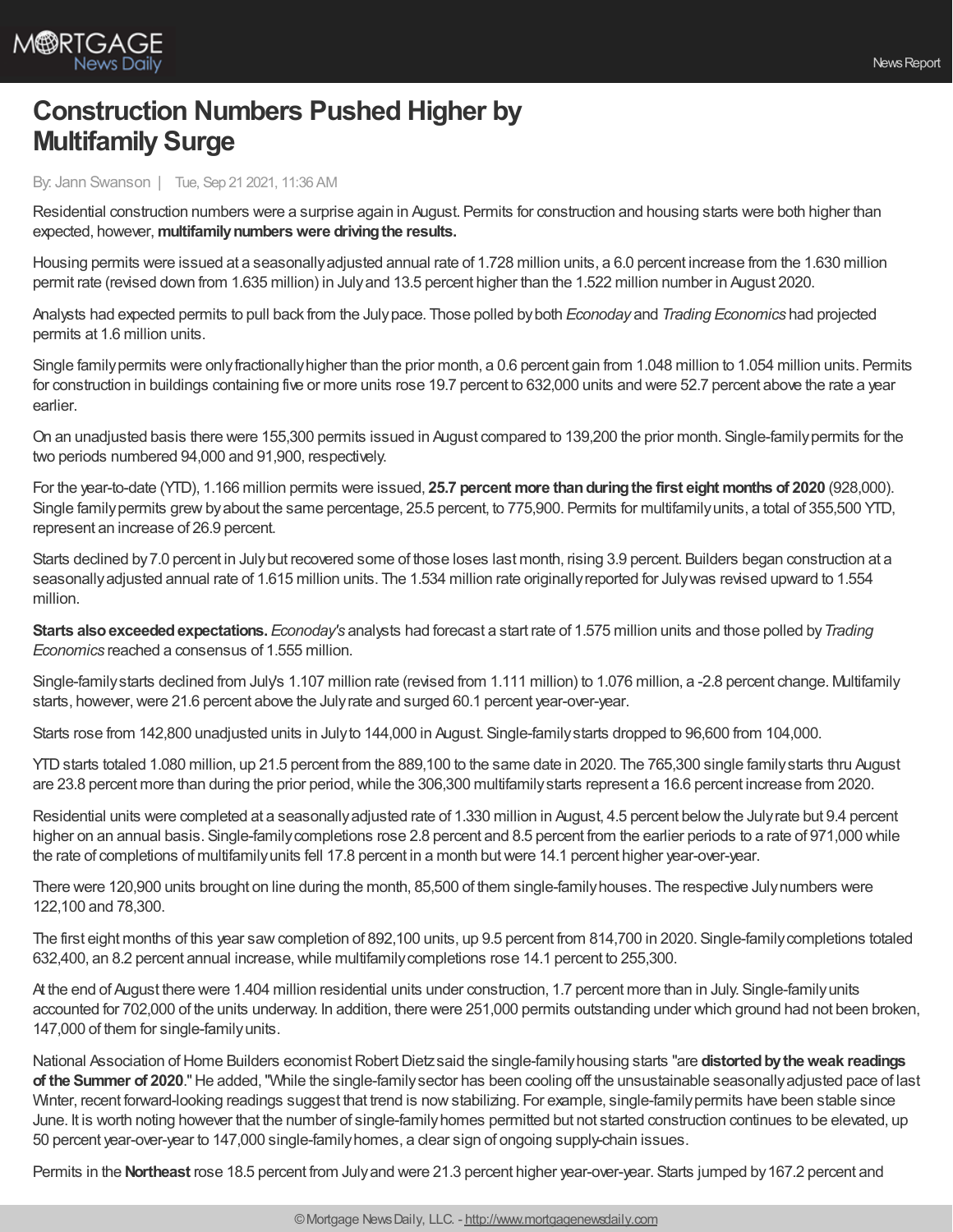# Construction Numbers Pushed Higher by Multifamily Surge

By: Jann Swanson | Tue, Sep 21 2021, 11:36 AM

Residential construction numbers were a surprise again in August. Permits for construction and housing starts were both higher than expected, however, **multifamily numbers were driving the results.**

Housing permits were issued at a seasonally adjusted annual rate of 1.728 million units, a 6.0 percent increase from the 1.630 million permit rate (revised down from 1.635 million) in July and 13.5 percent higher than the 1.522 million number in August 2020.

Analysts had expected permits to pull back from the July pace. Those polled by both *Econoday* and *Trading Economics* had projected permits at 1.6 million units.

Single family permits were only fractionally higher than the prior month, a 0.6 percent gain from 1.048 million to 1.054 million units. Permits for construction in buildings containing five or more units rose 19.7 percent to 632,000 units and were 52.7 percent above the rate a year earlier.

On an unadjusted basis there were 155,300 permits issued in August compared to 139,200 the prior month. Single-family permits for the two periods numbered 94,000 and 91,900, respectively.

For the year-to-date (YTD), 1.166 million permits were issued, **25.7 percent more than during the first eight months of 2020** (928,000). Single family permits grew by about the same percentage, 25.5 percent, to 775,900. Permits for multifamily units, a total of 355,500 YTD, represent an increase of 26.9 percent.

Starts declined by 7.0 percent in July but recovered some of those loses last month, rising 3.9 percent. Builders began construction at a seasonally adjusted annual rate of 1.615 million units. The 1.534 million rate originally reported for July was revised upward to 1.554 million.

**Starts also exceeded expectations.** *Econoday's* analysts had forecast a start rate of 1.575 million units and those polled by *Trading Economics* reached a consensus of 1.555 million.

Single-family starts declined from July's 1.107 million rate (revised from 1.111 million) to 1.076 million, a -2.8 percent change. Multifamily starts, however, were 21.6 percent above the July rate and surged 60.1 percent year-over-year.

Starts rose from 142,800 unadjusted units in July to 144,000 in August. Single-family starts dropped to 96,600 from 104,000.

YTD starts totaled 1.080 million, up 21.5 percent from the 889,100 to the same date in 2020. The 765,300 single family starts thru August are 23.8 percent more than during the prior period, while the 306,300 multifamily starts represent a 16.6 percent increase from 2020.

Residential units were completed at a seasonally adjusted rate of 1.330 million in August, 4.5 percent below the July rate but 9.4 percent higher on an annual basis. Single-family completions rose 2.8 percent and 8.5 percent from the earlier periods to a rate of 971,000 while the rate of completions of multifamily units fell 17.8 percent in a month but were 14.1 percent higher year-over-year.

There were 120,900 units brought on line during the month, 85,500 of them single-family houses. The respective July numbers were 122,100 and 78,300.

The first eight months of this year saw completion of 892,100 units, up 9.5 percent from 814,700 in 2020. Single-family completions totaled 632,400, an 8.2 percent annual increase, while multifamily completions rose 14.1 percent to 255,300.

At the end of August there were 1.404 million residential units under construction, 1.7 percent more than in July. Single-family units accounted for 702,000 of the units underway. In addition, there were 251,000 permits outstanding under which ground had not been broken, 147,000 of them for single-family units.

National Association of Home Builders economist Robert Dietz said the single-family housing starts "are **distorted by the weak readings of the Summer of 2020**." He added, "While the single-family sector has been cooling off the unsustainable seasonally adjusted pace of last Winter, recent forward-looking readings suggest that trend is now stabilizing. For example, single-family permits have been stable since June. It is worth noting however that the number of single-family homes permitted but not started construction continues to be elevated, up 50 percent year-over-year to 147,000 single-family homes, a clear sign of ongoing supply-chain issues.

Permits in the **Northeast** rose 18.5 percent from July and were 21.3 percent higher year-over-year. Starts jumped by 167.2 percent and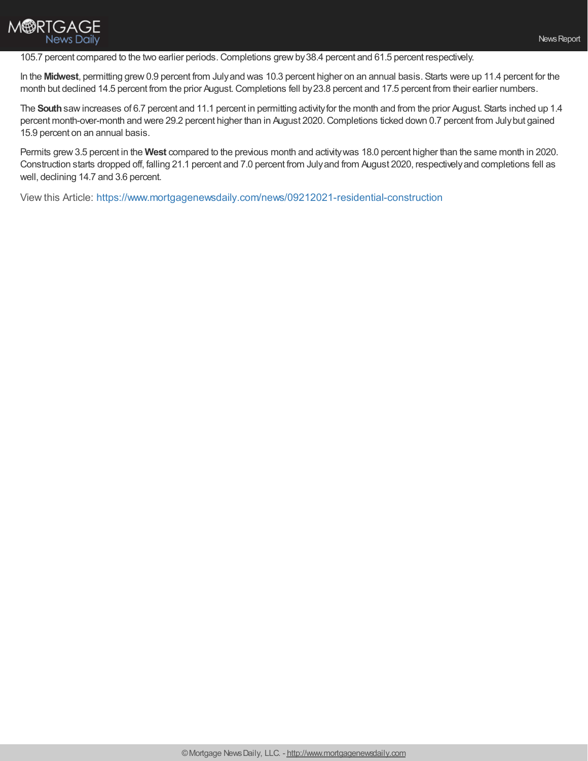105.7 percent compared to the two earlier periods. Completions grew by 38.4 percent and 61.5 percent respectively.

In the **Midwest**, permitting grew 0.9 percent from July and was 10.3 percent higher on an annual basis. Starts were up 11.4 percent for the month but declined 14.5 percent from the prior August. Completions fell by 23.8 percent and 17.5 percent from their earlier numbers.

The **South** saw increases of 6.7 percent and 11.1 percent in permitting activity for the month and from the prior August. Starts inched up 1.4 percent month-over-month and were 29.2 percent higher than in August 2020. Completions ticked down 0.7 percent from July but gained 15.9 percent on an annual basis.

Permits grew 3.5 percent in the **West** compared to the previous month and activity was 18.0 percent higher than the same month in 2020. Construction starts dropped off, falling 21.1 percent and 7.0 percent from July and from August 2020, respectively and completions fell as well, declining 14.7 and 3.6 percent.

View this Article: https://www.mortgagenewsdaily.com/news/09212021-residential-construction